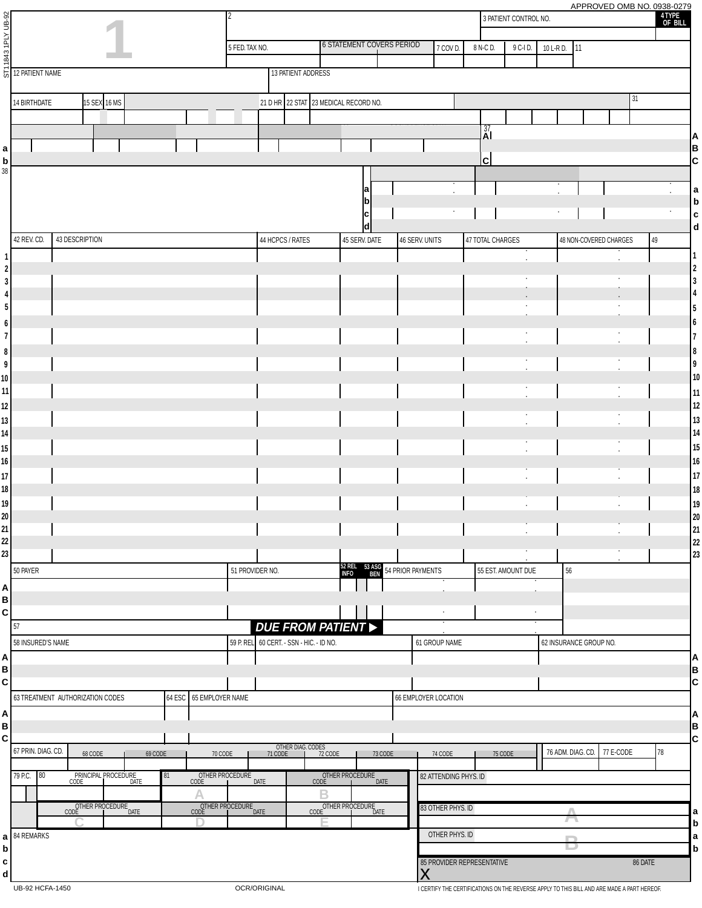APPROVED OMB NO. 0938-0279

ST11843 1PLY UB-92

| 1 | 2 | 3 PATIENT CONTROL NO. | 4 TYPE OF BILL |
|---|---|---|---|

| 5 FED. TAX NO. | 6 STATEMENT COVERS PERIOD | 7 COV D. | 8 N-C D. | 9 C-I D. | 10 L-R D. | 11 |
|---|---|---|---|---|---|---|

| 12 PATIENT NAME | 13 PATIENT ADDRESS |
|---|---|

| 14 BIRTHDATE | 15 SEX | 16 MS | 21 D HR | 22 STAT | 23 MEDICAL RECORD NO. | 31 |
|---|---|---|---|---|---|---|

37 A B C

a b

38

a b c d

| | 42 REV. CD. | 43 DESCRIPTION | 44 HCPCS / RATES | 45 SERV. DATE | 46 SERV. UNITS | 47 TOTAL CHARGES | 48 NON-COVERED CHARGES | 49 | |
|---|---|---|---|---|---|---|---|---|---|
| 1 | | | | | | | | | 1 |
| 2 | | | | | | | | | 2 |
| 3 | | | | | | | | | 3 |
| 4 | | | | | | | | | 4 |
| 5 | | | | | | | | | 5 |
| 6 | | | | | | | | | 6 |
| 7 | | | | | | | | | 7 |
| 8 | | | | | | | | | 8 |
| 9 | | | | | | | | | 9 |
| 10 | | | | | | | | | 10 |
| 11 | | | | | | | | | 11 |
| 12 | | | | | | | | | 12 |
| 13 | | | | | | | | | 13 |
| 14 | | | | | | | | | 14 |
| 15 | | | | | | | | | 15 |
| 16 | | | | | | | | | 16 |
| 17 | | | | | | | | | 17 |
| 18 | | | | | | | | | 18 |
| 19 | | | | | | | | | 19 |
| 20 | | | | | | | | | 20 |
| 21 | | | | | | | | | 21 |
| 22 | | | | | | | | | 22 |
| 23 | | | | | | | | | 23 |

| | 50 PAYER | 51 PROVIDER NO. | 52 REL INFO | 53 ASG BEN | 54 PRIOR PAYMENTS | 55 EST. AMOUNT DUE | 56 |
|---|---|---|---|---|---|---|---|
| A | | | | | | | |
| B | | | | | | | |
| C | | | | | | | |
| | 57 | | **DUE FROM PATIENT ▶** | | | | |

| | 58 INSURED'S NAME | 59 P. REL | 60 CERT. - SSN - HIC. - ID NO. | 61 GROUP NAME | 62 INSURANCE GROUP NO. | |
|---|---|---|---|---|---|---|
| A | | | | | | A |
| B | | | | | | B |
| C | | | | | | C |

| | 63 TREATMENT AUTHORIZATION CODES | 64 ESC | 65 EMPLOYER NAME | 66 EMPLOYER LOCATION | |
|---|---|---|---|---|---|
| A | | | | | A |
| B | | | | | B |
| C | | | | | C |

| 67 PRIN. DIAG. CD. | 68 CODE | 69 CODE | 70 CODE | 71 CODE | 72 CODE | 73 CODE | 74 CODE | 75 CODE | 76 ADM. DIAG. CD. | 77 E-CODE | 78 |
|---|---|---|---|---|---|---|---|---|---|---|---|

OTHER DIAG. CODES (68–75)

| 79 P.C. | 80 PRINCIPAL PROCEDURE CODE | DATE | 81 OTHER PROCEDURE CODE (A) | DATE | OTHER PROCEDURE CODE (B) | DATE |
|---|---|---|---|---|---|---|
| | OTHER PROCEDURE CODE (C) | DATE | OTHER PROCEDURE CODE (D) | DATE | OTHER PROCEDURE CODE (E) | DATE |

82 ATTENDING PHYS. ID

83 OTHER PHYS. ID — A (a, b)

OTHER PHYS. ID — B (a, b)

84 REMARKS (a, b, c, d)

85 PROVIDER REPRESENTATIVE X

86 DATE

UB-92 HCFA-1450 OCR/ORIGINAL

I CERTIFY THE CERTIFICATIONS ON THE REVERSE APPLY TO THIS BILL AND ARE MADE A PART HEREOF.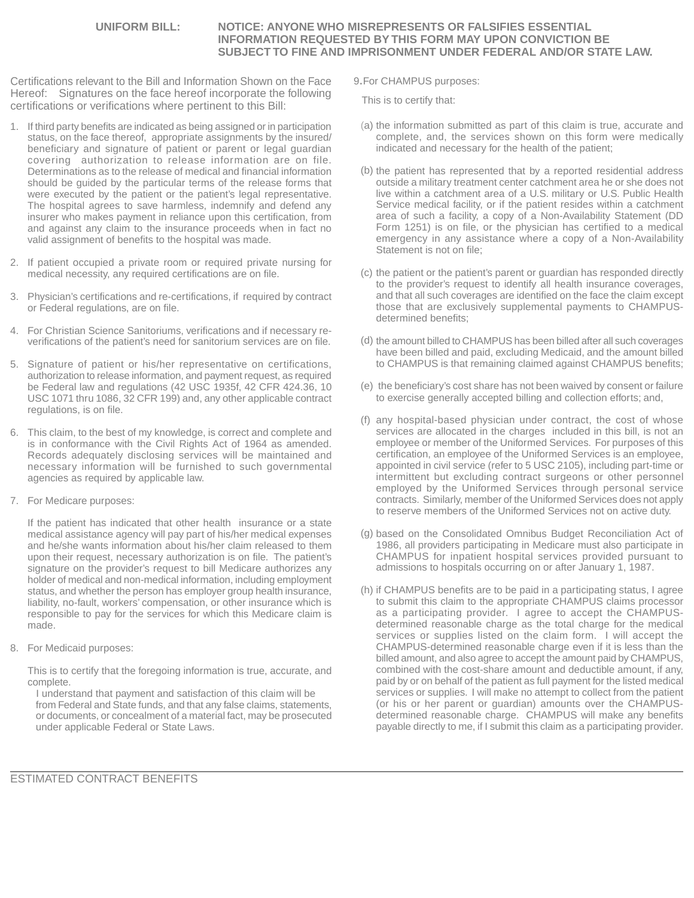**UNIFORM BILL: NOTICE: ANYONE WHO MISREPRESENTS OR FALSIFIES ESSENTIAL INFORMATION REQUESTED BY THIS FORM MAY UPON CONVICTION BE SUBJECT TO FINE AND IMPRISONMENT UNDER FEDERAL AND/OR STATE LAW.**

Certifications relevant to the Bill and Information Shown on the Face Hereof: Signatures on the face hereof incorporate the following certifications or verifications where pertinent to this Bill:

1. If third party benefits are indicated as being assigned or in participation status, on the face thereof, appropriate assignments by the insured/ beneficiary and signature of patient or parent or legal guardian covering authorization to release information are on file. Determinations as to the release of medical and financial information should be guided by the particular terms of the release forms that were executed by the patient or the patient's legal representative. The hospital agrees to save harmless, indemnify and defend any insurer who makes payment in reliance upon this certification, from and against any claim to the insurance proceeds when in fact no valid assignment of benefits to the hospital was made.

2. If patient occupied a private room or required private nursing for medical necessity, any required certifications are on file.

3. Physician's certifications and re-certifications, if required by contract or Federal regulations, are on file.

4. For Christian Science Sanitoriums, verifications and if necessary re-verifications of the patient's need for sanitorium services are on file.

5. Signature of patient or his/her representative on certifications, authorization to release information, and payment request, as required be Federal law and regulations (42 USC 1935f, 42 CFR 424.36, 10 USC 1071 thru 1086, 32 CFR 199) and, any other applicable contract regulations, is on file.

6. This claim, to the best of my knowledge, is correct and complete and is in conformance with the Civil Rights Act of 1964 as amended. Records adequately disclosing services will be maintained and necessary information will be furnished to such governmental agencies as required by applicable law.

7. For Medicare purposes:

   If the patient has indicated that other health insurance or a state medical assistance agency will pay part of his/her medical expenses and he/she wants information about his/her claim released to them upon their request, necessary authorization is on file. The patient's signature on the provider's request to bill Medicare authorizes any holder of medical and non-medical information, including employment status, and whether the person has employer group health insurance, liability, no-fault, workers' compensation, or other insurance which is responsible to pay for the services for which this Medicare claim is made.

8. For Medicaid purposes:

   This is to certify that the foregoing information is true, accurate, and complete.

   I understand that payment and satisfaction of this claim will be from Federal and State funds, and that any false claims, statements, or documents, or concealment of a material fact, may be prosecuted under applicable Federal or State Laws.

9. For CHAMPUS purposes:

   This is to certify that:

   (a) the information submitted as part of this claim is true, accurate and complete, and, the services shown on this form were medically indicated and necessary for the health of the patient;

   (b) the patient has represented that by a reported residential address outside a military treatment center catchment area he or she does not live within a catchment area of a U.S. military or U.S. Public Health Service medical facility, or if the patient resides within a catchment area of such a facility, a copy of a Non-Availability Statement (DD Form 1251) is on file, or the physician has certified to a medical emergency in any assistance where a copy of a Non-Availability Statement is not on file;

   (c) the patient or the patient's parent or guardian has responded directly to the provider's request to identify all health insurance coverages, and that all such coverages are identified on the face the claim except those that are exclusively supplemental payments to CHAMPUS-determined benefits;

   (d) the amount billed to CHAMPUS has been billed after all such coverages have been billed and paid, excluding Medicaid, and the amount billed to CHAMPUS is that remaining claimed against CHAMPUS benefits;

   (e) the beneficiary's cost share has not been waived by consent or failure to exercise generally accepted billing and collection efforts; and,

   (f) any hospital-based physician under contract, the cost of whose services are allocated in the charges included in this bill, is not an employee or member of the Uniformed Services. For purposes of this certification, an employee of the Uniformed Services is an employee, appointed in civil service (refer to 5 USC 2105), including part-time or intermittent but excluding contract surgeons or other personnel employed by the Uniformed Services through personal service contracts. Similarly, member of the Uniformed Services does not apply to reserve members of the Uniformed Services not on active duty.

   (g) based on the Consolidated Omnibus Budget Reconciliation Act of 1986, all providers participating in Medicare must also participate in CHAMPUS for inpatient hospital services provided pursuant to admissions to hospitals occurring on or after January 1, 1987.

   (h) if CHAMPUS benefits are to be paid in a participating status, I agree to submit this claim to the appropriate CHAMPUS claims processor as a participating provider. I agree to accept the CHAMPUS-determined reasonable charge as the total charge for the medical services or supplies listed on the claim form. I will accept the CHAMPUS-determined reasonable charge even if it is less than the billed amount, and also agree to accept the amount paid by CHAMPUS, combined with the cost-share amount and deductible amount, if any, paid by or on behalf of the patient as full payment for the listed medical services or supplies. I will make no attempt to collect from the patient (or his or her parent or guardian) amounts over the CHAMPUS-determined reasonable charge. CHAMPUS will make any benefits payable directly to me, if I submit this claim as a participating provider.

---

ESTIMATED CONTRACT BENEFITS